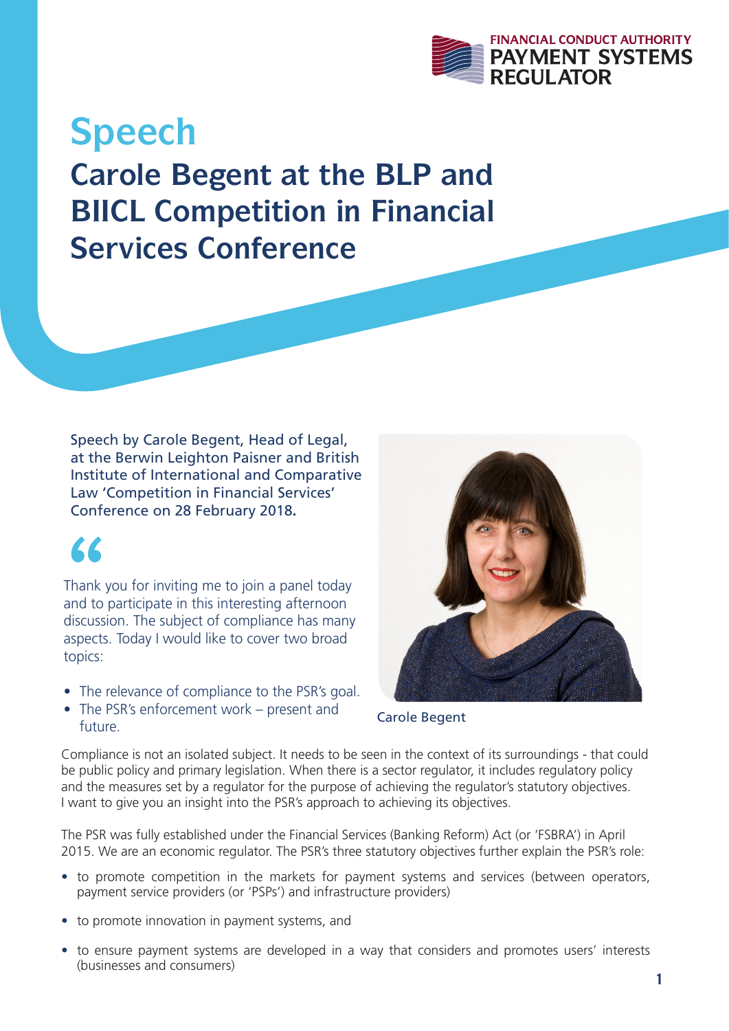FINANCIAL CONDUCT AUTHORITY
PAYMENT SYSTEMS REGULATOR

# Speech

## Carole Begent at the BLP and BIICL Competition in Financial Services Conference

Speech by Carole Begent, Head of Legal, at the Berwin Leighton Paisner and British Institute of International and Comparative Law 'Competition in Financial Services' Conference on 28 February 2018.

Carole Begent

Thank you for inviting me to join a panel today and to participate in this interesting afternoon discussion. The subject of compliance has many aspects. Today I would like to cover two broad topics:

- The relevance of compliance to the PSR's goal.
- The PSR's enforcement work – present and future.

Compliance is not an isolated subject. It needs to be seen in the context of its surroundings - that could be public policy and primary legislation. When there is a sector regulator, it includes regulatory policy and the measures set by a regulator for the purpose of achieving the regulator's statutory objectives. I want to give you an insight into the PSR's approach to achieving its objectives.

The PSR was fully established under the Financial Services (Banking Reform) Act (or 'FSBRA') in April 2015. We are an economic regulator. The PSR's three statutory objectives further explain the PSR's role:

- to promote competition in the markets for payment systems and services (between operators, payment service providers (or 'PSPs') and infrastructure providers)
- to promote innovation in payment systems, and
- to ensure payment systems are developed in a way that considers and promotes users' interests (businesses and consumers)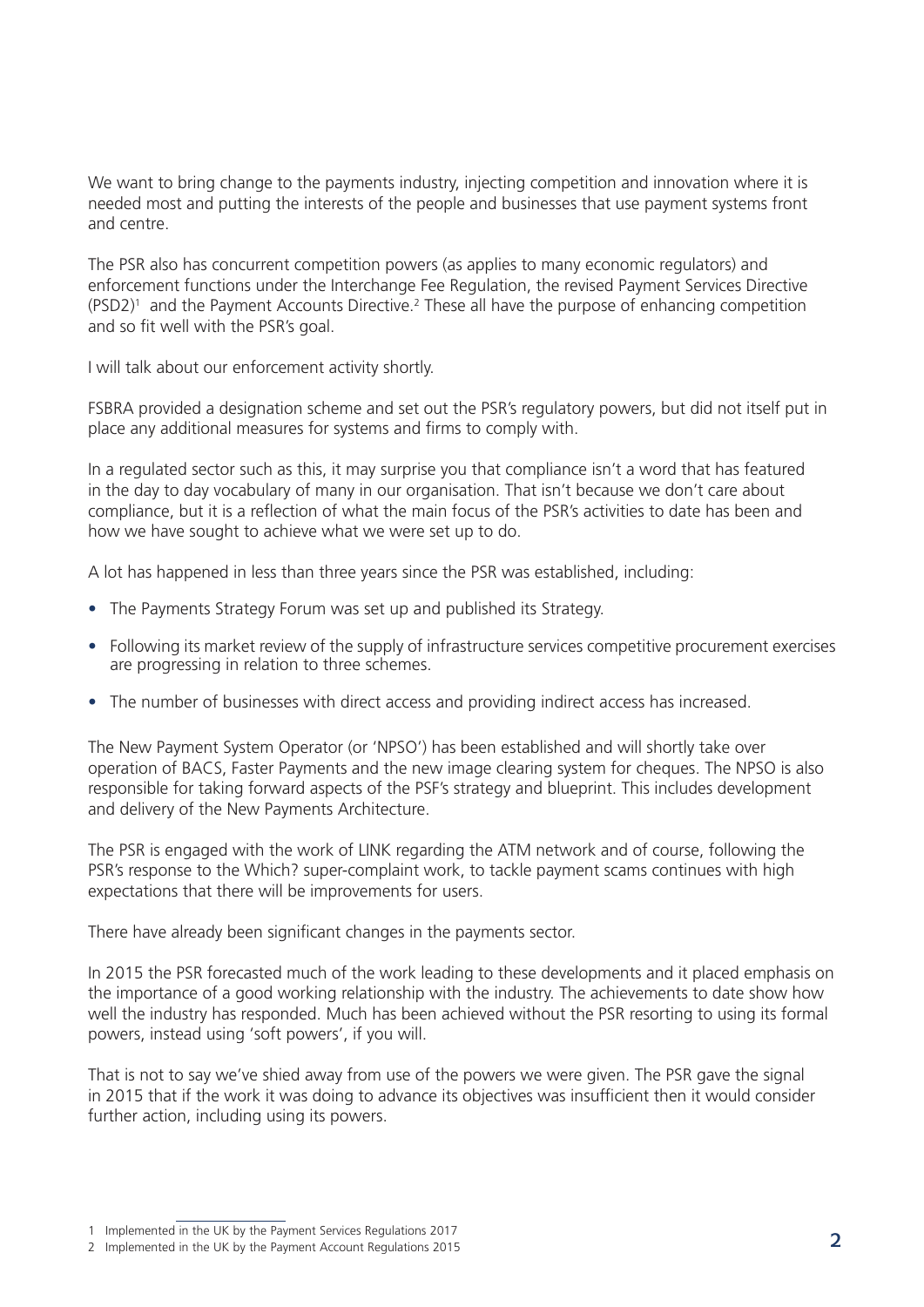We want to bring change to the payments industry, injecting competition and innovation where it is needed most and putting the interests of the people and businesses that use payment systems front and centre.

The PSR also has concurrent competition powers (as applies to many economic regulators) and enforcement functions under the Interchange Fee Regulation, the revised Payment Services Directive (PSD2)[1] and the Payment Accounts Directive.[2] These all have the purpose of enhancing competition and so fit well with the PSR's goal.

I will talk about our enforcement activity shortly.

FSBRA provided a designation scheme and set out the PSR's regulatory powers, but did not itself put in place any additional measures for systems and firms to comply with.

In a regulated sector such as this, it may surprise you that compliance isn't a word that has featured in the day to day vocabulary of many in our organisation. That isn't because we don't care about compliance, but it is a reflection of what the main focus of the PSR's activities to date has been and how we have sought to achieve what we were set up to do.

A lot has happened in less than three years since the PSR was established, including:

- The Payments Strategy Forum was set up and published its Strategy.
- Following its market review of the supply of infrastructure services competitive procurement exercises are progressing in relation to three schemes.
- The number of businesses with direct access and providing indirect access has increased.

The New Payment System Operator (or 'NPSO') has been established and will shortly take over operation of BACS, Faster Payments and the new image clearing system for cheques. The NPSO is also responsible for taking forward aspects of the PSF's strategy and blueprint. This includes development and delivery of the New Payments Architecture.

The PSR is engaged with the work of LINK regarding the ATM network and of course, following the PSR's response to the Which? super-complaint work, to tackle payment scams continues with high expectations that there will be improvements for users.

There have already been significant changes in the payments sector.

In 2015 the PSR forecasted much of the work leading to these developments and it placed emphasis on the importance of a good working relationship with the industry. The achievements to date show how well the industry has responded. Much has been achieved without the PSR resorting to using its formal powers, instead using 'soft powers', if you will.

That is not to say we've shied away from use of the powers we were given. The PSR gave the signal in 2015 that if the work it was doing to advance its objectives was insufficient then it would consider further action, including using its powers.

---

1 Implemented in the UK by the Payment Services Regulations 2017

2 Implemented in the UK by the Payment Account Regulations 2015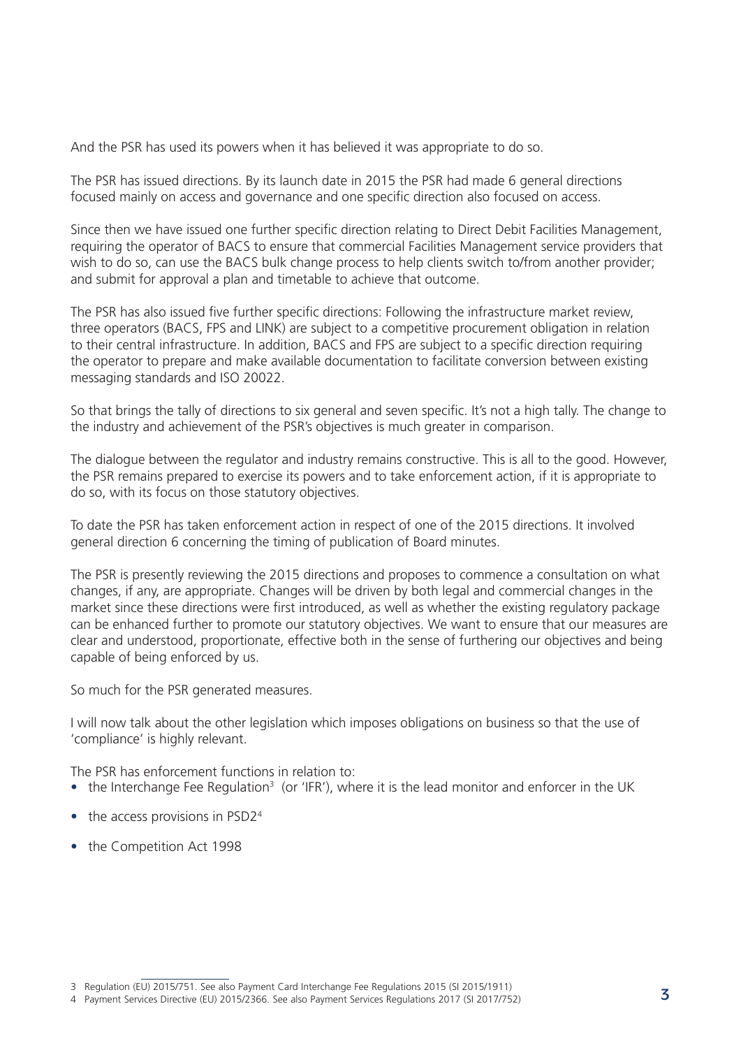And the PSR has used its powers when it has believed it was appropriate to do so.

The PSR has issued directions. By its launch date in 2015 the PSR had made 6 general directions focused mainly on access and governance and one specific direction also focused on access.

Since then we have issued one further specific direction relating to Direct Debit Facilities Management, requiring the operator of BACS to ensure that commercial Facilities Management service providers that wish to do so, can use the BACS bulk change process to help clients switch to/from another provider; and submit for approval a plan and timetable to achieve that outcome.

The PSR has also issued five further specific directions: Following the infrastructure market review, three operators (BACS, FPS and LINK) are subject to a competitive procurement obligation in relation to their central infrastructure. In addition, BACS and FPS are subject to a specific direction requiring the operator to prepare and make available documentation to facilitate conversion between existing messaging standards and ISO 20022.

So that brings the tally of directions to six general and seven specific. It's not a high tally. The change to the industry and achievement of the PSR's objectives is much greater in comparison.

The dialogue between the regulator and industry remains constructive. This is all to the good. However, the PSR remains prepared to exercise its powers and to take enforcement action, if it is appropriate to do so, with its focus on those statutory objectives.

To date the PSR has taken enforcement action in respect of one of the 2015 directions. It involved general direction 6 concerning the timing of publication of Board minutes.

The PSR is presently reviewing the 2015 directions and proposes to commence a consultation on what changes, if any, are appropriate. Changes will be driven by both legal and commercial changes in the market since these directions were first introduced, as well as whether the existing regulatory package can be enhanced further to promote our statutory objectives. We want to ensure that our measures are clear and understood, proportionate, effective both in the sense of furthering our objectives and being capable of being enforced by us.

So much for the PSR generated measures.

I will now talk about the other legislation which imposes obligations on business so that the use of 'compliance' is highly relevant.

The PSR has enforcement functions in relation to:

- the Interchange Fee Regulation[3] (or 'IFR'), where it is the lead monitor and enforcer in the UK
- the access provisions in PSD2[4]
- the Competition Act 1998

[3] Regulation (EU) 2015/751. See also Payment Card Interchange Fee Regulations 2015 (SI 2015/1911)

[4] Payment Services Directive (EU) 2015/2366. See also Payment Services Regulations 2017 (SI 2017/752)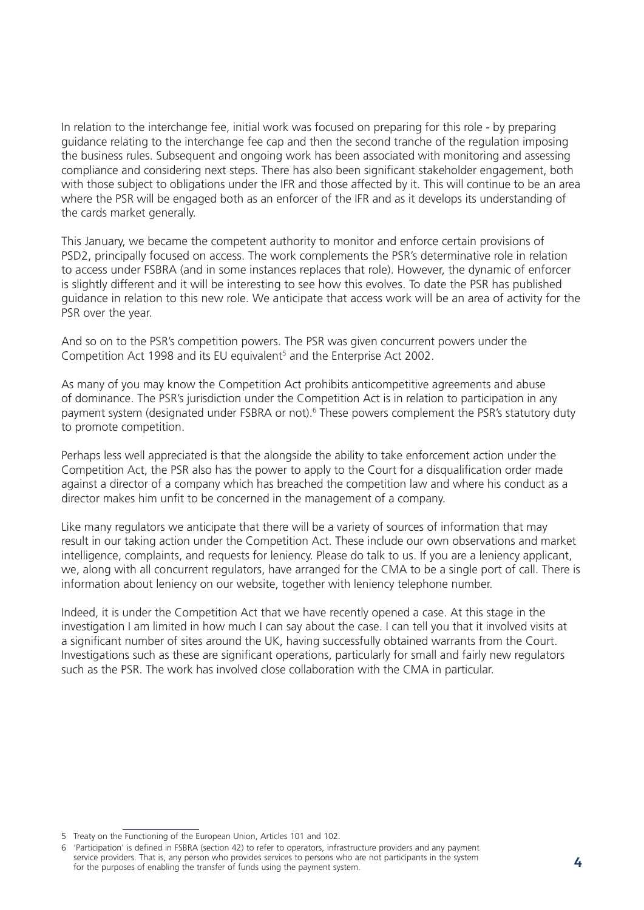In relation to the interchange fee, initial work was focused on preparing for this role - by preparing guidance relating to the interchange fee cap and then the second tranche of the regulation imposing the business rules. Subsequent and ongoing work has been associated with monitoring and assessing compliance and considering next steps. There has also been significant stakeholder engagement, both with those subject to obligations under the IFR and those affected by it. This will continue to be an area where the PSR will be engaged both as an enforcer of the IFR and as it develops its understanding of the cards market generally.

This January, we became the competent authority to monitor and enforce certain provisions of PSD2, principally focused on access. The work complements the PSR's determinative role in relation to access under FSBRA (and in some instances replaces that role). However, the dynamic of enforcer is slightly different and it will be interesting to see how this evolves. To date the PSR has published guidance in relation to this new role. We anticipate that access work will be an area of activity for the PSR over the year.

And so on to the PSR's competition powers. The PSR was given concurrent powers under the Competition Act 1998 and its EU equivalent[5] and the Enterprise Act 2002.

As many of you may know the Competition Act prohibits anticompetitive agreements and abuse of dominance. The PSR's jurisdiction under the Competition Act is in relation to participation in any payment system (designated under FSBRA or not).[6] These powers complement the PSR's statutory duty to promote competition.

Perhaps less well appreciated is that the alongside the ability to take enforcement action under the Competition Act, the PSR also has the power to apply to the Court for a disqualification order made against a director of a company which has breached the competition law and where his conduct as a director makes him unfit to be concerned in the management of a company.

Like many regulators we anticipate that there will be a variety of sources of information that may result in our taking action under the Competition Act. These include our own observations and market intelligence, complaints, and requests for leniency. Please do talk to us. If you are a leniency applicant, we, along with all concurrent regulators, have arranged for the CMA to be a single port of call. There is information about leniency on our website, together with leniency telephone number.

Indeed, it is under the Competition Act that we have recently opened a case. At this stage in the investigation I am limited in how much I can say about the case. I can tell you that it involved visits at a significant number of sites around the UK, having successfully obtained warrants from the Court. Investigations such as these are significant operations, particularly for small and fairly new regulators such as the PSR. The work has involved close collaboration with the CMA in particular.

---

5 Treaty on the Functioning of the European Union, Articles 101 and 102.

6 'Participation' is defined in FSBRA (section 42) to refer to operators, infrastructure providers and any payment service providers. That is, any person who provides services to persons who are not participants in the system for the purposes of enabling the transfer of funds using the payment system.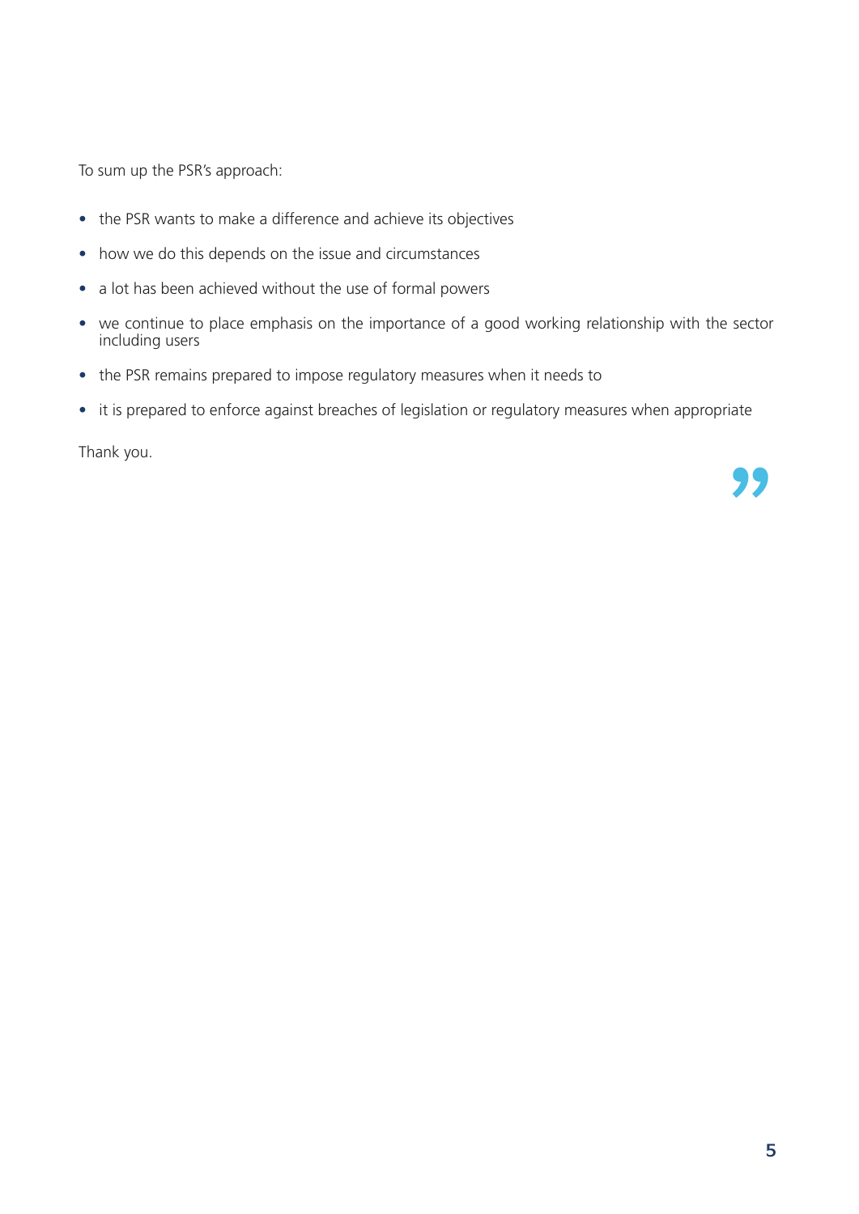To sum up the PSR's approach:

- the PSR wants to make a difference and achieve its objectives
- how we do this depends on the issue and circumstances
- a lot has been achieved without the use of formal powers
- we continue to place emphasis on the importance of a good working relationship with the sector including users
- the PSR remains prepared to impose regulatory measures when it needs to
- it is prepared to enforce against breaches of legislation or regulatory measures when appropriate

Thank you.